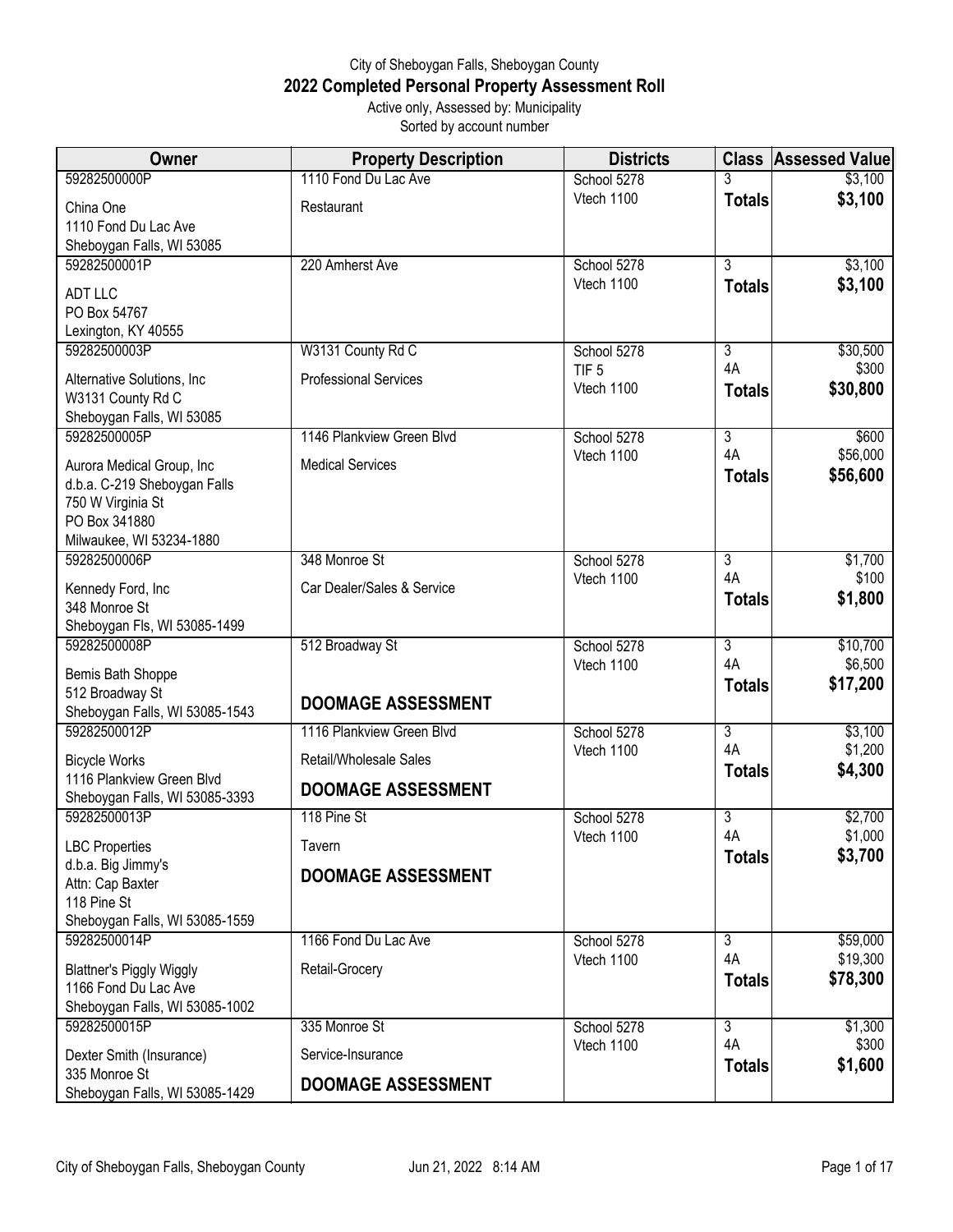City of Sheboygan Falls, Sheboygan County

# 2022 Completed Personal Property Assessment Roll

Active only, Assessed by: Municipality

Sorted by account number

| Owner | Property Description | Districts | Class | Assessed Value |
|---|---|---|---|---|
| 59282500000P<br>China One<br>1110 Fond Du Lac Ave<br>Sheboygan Falls, WI 53085 | 1110 Fond Du Lac Ave<br>Restaurant | School 5278<br>Vtech 1100 | 3<br>**Totals** | $3,100<br>**$3,100** |
| 59282500001P<br>ADT LLC<br>PO Box 54767<br>Lexington, KY 40555 | 220 Amherst Ave | School 5278<br>Vtech 1100 | 3<br>**Totals** | $3,100<br>**$3,100** |
| 59282500003P<br>Alternative Solutions, Inc<br>W3131 County Rd C<br>Sheboygan Falls, WI 53085 | W3131 County Rd C<br>Professional Services | School 5278<br>TIF 5<br>Vtech 1100 | 3<br>4A<br>**Totals** | $30,500<br>$300<br>**$30,800** |
| 59282500005P<br>Aurora Medical Group, Inc<br>d.b.a. C-219 Sheboygan Falls<br>750 W Virginia St<br>PO Box 341880<br>Milwaukee, WI 53234-1880 | 1146 Plankview Green Blvd<br>Medical Services | School 5278<br>Vtech 1100 | 3<br>4A<br>**Totals** | $600<br>$56,000<br>**$56,600** |
| 59282500006P<br>Kennedy Ford, Inc<br>348 Monroe St<br>Sheboygan Fls, WI 53085-1499 | 348 Monroe St<br>Car Dealer/Sales & Service | School 5278<br>Vtech 1100 | 3<br>4A<br>**Totals** | $1,700<br>$100<br>**$1,800** |
| 59282500008P<br>Bemis Bath Shoppe<br>512 Broadway St<br>Sheboygan Falls, WI 53085-1543 | 512 Broadway St<br>**DOOMAGE ASSESSMENT** | School 5278<br>Vtech 1100 | 3<br>4A<br>**Totals** | $10,700<br>$6,500<br>**$17,200** |
| 59282500012P<br>Bicycle Works<br>1116 Plankview Green Blvd<br>Sheboygan Falls, WI 53085-3393 | 1116 Plankview Green Blvd<br>Retail/Wholesale Sales<br>**DOOMAGE ASSESSMENT** | School 5278<br>Vtech 1100 | 3<br>4A<br>**Totals** | $3,100<br>$1,200<br>**$4,300** |
| 59282500013P<br>LBC Properties<br>d.b.a. Big Jimmy's<br>Attn: Cap Baxter<br>118 Pine St<br>Sheboygan Falls, WI 53085-1559 | 118 Pine St<br>Tavern<br>**DOOMAGE ASSESSMENT** | School 5278<br>Vtech 1100 | 3<br>4A<br>**Totals** | $2,700<br>$1,000<br>**$3,700** |
| 59282500014P<br>Blattner's Piggly Wiggly<br>1166 Fond Du Lac Ave<br>Sheboygan Falls, WI 53085-1002 | 1166 Fond Du Lac Ave<br>Retail-Grocery | School 5278<br>Vtech 1100 | 3<br>4A<br>**Totals** | $59,000<br>$19,300<br>**$78,300** |
| 59282500015P<br>Dexter Smith (Insurance)<br>335 Monroe St<br>Sheboygan Falls, WI 53085-1429 | 335 Monroe St<br>Service-Insurance<br>**DOOMAGE ASSESSMENT** | School 5278<br>Vtech 1100 | 3<br>4A<br>**Totals** | $1,300<br>$300<br>**$1,600** |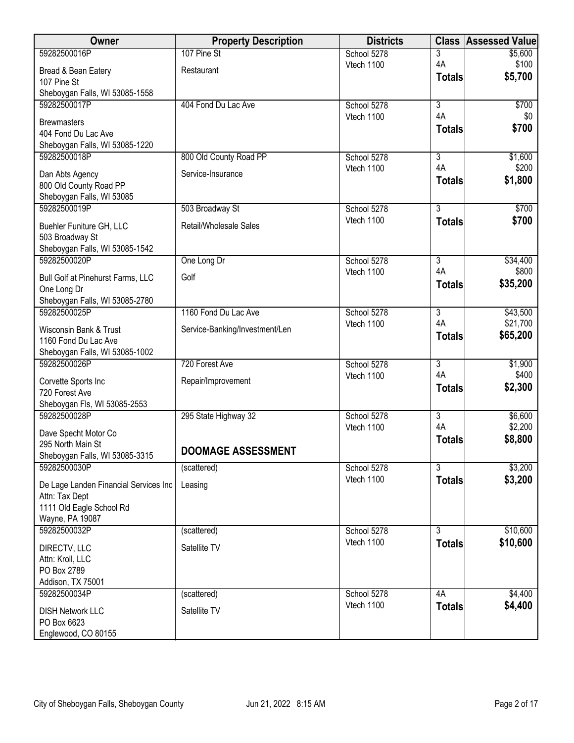| Owner | Property Description | Districts | Class | Assessed Value |
|---|---|---|---|---|
| 59282500016P<br>Bread & Bean Eatery<br>107 Pine St<br>Sheboygan Falls, WI 53085-1558 | 107 Pine St<br>Restaurant | School 5278<br>Vtech 1100 | 3<br>4A<br>**Totals** | $5,600<br>$100<br>**$5,700** |
| 59282500017P<br>Brewmasters<br>404 Fond Du Lac Ave<br>Sheboygan Falls, WI 53085-1220 | 404 Fond Du Lac Ave | School 5278<br>Vtech 1100 | 3<br>4A<br>**Totals** | $700<br>$0<br>**$700** |
| 59282500018P<br>Dan Abts Agency<br>800 Old County Road PP<br>Sheboygan Falls, WI 53085 | 800 Old County Road PP<br>Service-Insurance | School 5278<br>Vtech 1100 | 3<br>4A<br>**Totals** | $1,600<br>$200<br>**$1,800** |
| 59282500019P<br>Buehler Funiture GH, LLC<br>503 Broadway St<br>Sheboygan Falls, WI 53085-1542 | 503 Broadway St<br>Retail/Wholesale Sales | School 5278<br>Vtech 1100 | 3<br>**Totals** | $700<br>**$700** |
| 59282500020P<br>Bull Golf at Pinehurst Farms, LLC<br>One Long Dr<br>Sheboygan Falls, WI 53085-2780 | One Long Dr<br>Golf | School 5278<br>Vtech 1100 | 3<br>4A<br>**Totals** | $34,400<br>$800<br>**$35,200** |
| 59282500025P<br>Wisconsin Bank & Trust<br>1160 Fond Du Lac Ave<br>Sheboygan Falls, WI 53085-1002 | 1160 Fond Du Lac Ave<br>Service-Banking/Investment/Len | School 5278<br>Vtech 1100 | 3<br>4A<br>**Totals** | $43,500<br>$21,700<br>**$65,200** |
| 59282500026P<br>Corvette Sports Inc<br>720 Forest Ave<br>Sheboygan Fls, WI 53085-2553 | 720 Forest Ave<br>Repair/Improvement | School 5278<br>Vtech 1100 | 3<br>4A<br>**Totals** | $1,900<br>$400<br>**$2,300** |
| 59282500028P<br>Dave Specht Motor Co<br>295 North Main St<br>Sheboygan Falls, WI 53085-3315 | 295 State Highway 32<br>**DOOMAGE ASSESSMENT** | School 5278<br>Vtech 1100 | 3<br>4A<br>**Totals** | $6,600<br>$2,200<br>**$8,800** |
| 59282500030P<br>De Lage Landen Financial Services Inc<br>Attn: Tax Dept<br>1111 Old Eagle School Rd<br>Wayne, PA 19087 | (scattered)<br>Leasing | School 5278<br>Vtech 1100 | 3<br>**Totals** | $3,200<br>**$3,200** |
| 59282500032P<br>DIRECTV, LLC<br>Attn: Kroll, LLC<br>PO Box 2789<br>Addison, TX 75001 | (scattered)<br>Satellite TV | School 5278<br>Vtech 1100 | 3<br>**Totals** | $10,600<br>**$10,600** |
| 59282500034P<br>DISH Network LLC<br>PO Box 6623<br>Englewood, CO 80155 | (scattered)<br>Satellite TV | School 5278<br>Vtech 1100 | 4A<br>**Totals** | $4,400<br>**$4,400** |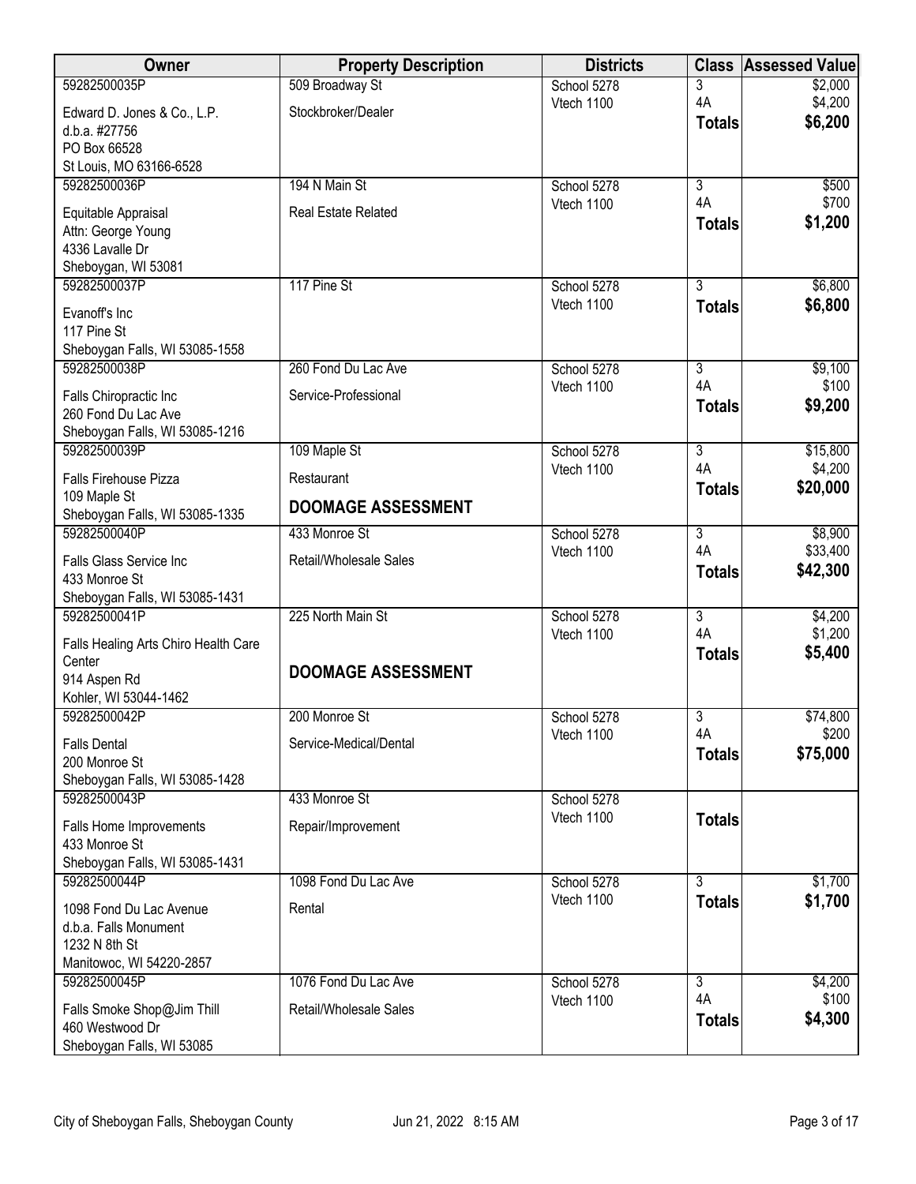| Owner | Property Description | Districts | Class | Assessed Value |
|---|---|---|---|---|
| 59282500035P<br>Edward D. Jones & Co., L.P.<br>d.b.a. #27756<br>PO Box 66528<br>St Louis, MO 63166-6528 | 509 Broadway St<br>Stockbroker/Dealer | School 5278<br>Vtech 1100 | 3<br>4A<br>**Totals** | $2,000<br>$4,200<br>**$6,200** |
| 59282500036P<br>Equitable Appraisal<br>Attn: George Young<br>4336 Lavalle Dr<br>Sheboygan, WI 53081 | 194 N Main St<br>Real Estate Related | School 5278<br>Vtech 1100 | 3<br>4A<br>**Totals** | $500<br>$700<br>**$1,200** |
| 59282500037P<br>Evanoff's Inc<br>117 Pine St<br>Sheboygan Falls, WI 53085-1558 | 117 Pine St | School 5278<br>Vtech 1100 | 3<br>**Totals** | $6,800<br>**$6,800** |
| 59282500038P<br>Falls Chiropractic Inc<br>260 Fond Du Lac Ave<br>Sheboygan Falls, WI 53085-1216 | 260 Fond Du Lac Ave<br>Service-Professional | School 5278<br>Vtech 1100 | 3<br>4A<br>**Totals** | $9,100<br>$100<br>**$9,200** |
| 59282500039P<br>Falls Firehouse Pizza<br>109 Maple St<br>Sheboygan Falls, WI 53085-1335 | 109 Maple St<br>Restaurant<br>**DOOMAGE ASSESSMENT** | School 5278<br>Vtech 1100 | 3<br>4A<br>**Totals** | $15,800<br>$4,200<br>**$20,000** |
| 59282500040P<br>Falls Glass Service Inc<br>433 Monroe St<br>Sheboygan Falls, WI 53085-1431 | 433 Monroe St<br>Retail/Wholesale Sales | School 5278<br>Vtech 1100 | 3<br>4A<br>**Totals** | $8,900<br>$33,400<br>**$42,300** |
| 59282500041P<br>Falls Healing Arts Chiro Health Care Center<br>914 Aspen Rd<br>Kohler, WI 53044-1462 | 225 North Main St<br>**DOOMAGE ASSESSMENT** | School 5278<br>Vtech 1100 | 3<br>4A<br>**Totals** | $4,200<br>$1,200<br>**$5,400** |
| 59282500042P<br>Falls Dental<br>200 Monroe St<br>Sheboygan Falls, WI 53085-1428 | 200 Monroe St<br>Service-Medical/Dental | School 5278<br>Vtech 1100 | 3<br>4A<br>**Totals** | $74,800<br>$200<br>**$75,000** |
| 59282500043P<br>Falls Home Improvements<br>433 Monroe St<br>Sheboygan Falls, WI 53085-1431 | 433 Monroe St<br>Repair/Improvement | School 5278<br>Vtech 1100 | **Totals** | |
| 59282500044P<br>1098 Fond Du Lac Avenue<br>d.b.a. Falls Monument<br>1232 N 8th St<br>Manitowoc, WI 54220-2857 | 1098 Fond Du Lac Ave<br>Rental | School 5278<br>Vtech 1100 | 3<br>**Totals** | $1,700<br>**$1,700** |
| 59282500045P<br>Falls Smoke Shop@Jim Thill<br>460 Westwood Dr<br>Sheboygan Falls, WI 53085 | 1076 Fond Du Lac Ave<br>Retail/Wholesale Sales | School 5278<br>Vtech 1100 | 3<br>4A<br>**Totals** | $4,200<br>$100<br>**$4,300** |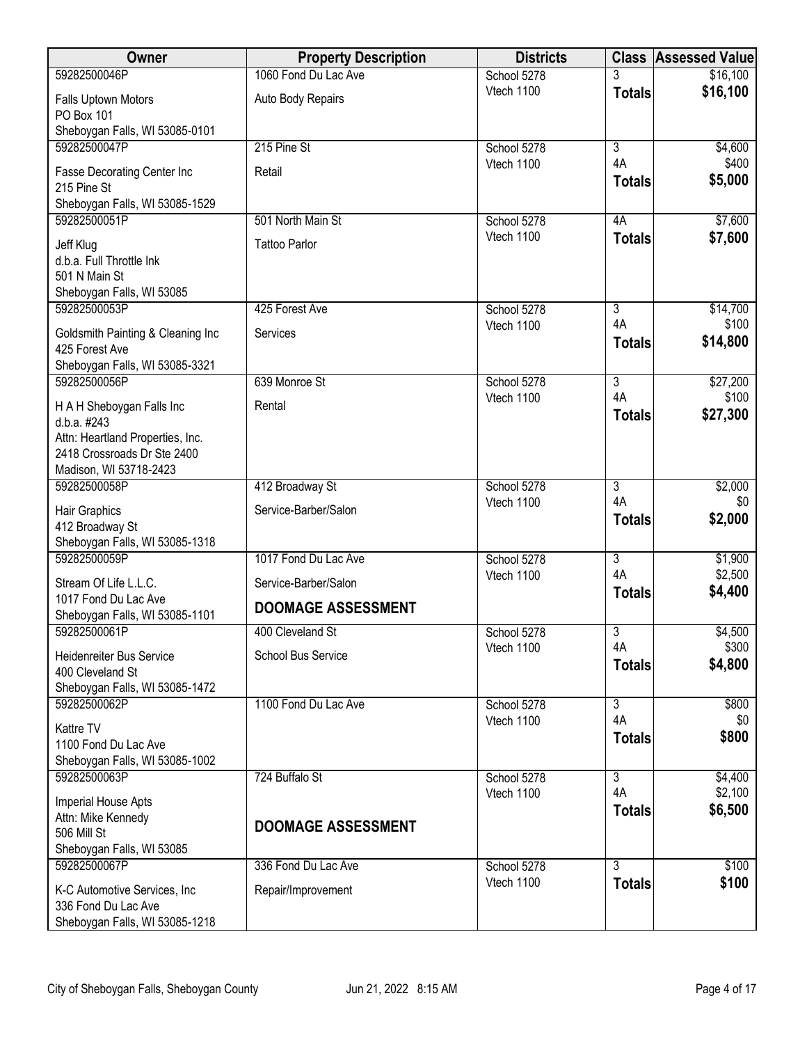| Owner | Property Description | Districts | Class | Assessed Value |
|---|---|---|---|---|
| 59282500046P<br>Falls Uptown Motors<br>PO Box 101<br>Sheboygan Falls, WI 53085-0101 | 1060 Fond Du Lac Ave<br>Auto Body Repairs | School 5278<br>Vtech 1100 | 3<br>**Totals** | $16,100<br>**$16,100** |
| 59282500047P<br>Fasse Decorating Center Inc<br>215 Pine St<br>Sheboygan Falls, WI 53085-1529 | 215 Pine St<br>Retail | School 5278<br>Vtech 1100 | 3<br>4A<br>**Totals** | $4,600<br>$400<br>**$5,000** |
| 59282500051P<br>Jeff Klug<br>d.b.a. Full Throttle Ink<br>501 N Main St<br>Sheboygan Falls, WI 53085 | 501 North Main St<br>Tattoo Parlor | School 5278<br>Vtech 1100 | 4A<br>**Totals** | $7,600<br>**$7,600** |
| 59282500053P<br>Goldsmith Painting & Cleaning Inc<br>425 Forest Ave<br>Sheboygan Falls, WI 53085-3321 | 425 Forest Ave<br>Services | School 5278<br>Vtech 1100 | 3<br>4A<br>**Totals** | $14,700<br>$100<br>**$14,800** |
| 59282500056P<br>H A H Sheboygan Falls Inc<br>d.b.a. #243<br>Attn: Heartland Properties, Inc.<br>2418 Crossroads Dr Ste 2400<br>Madison, WI 53718-2423 | 639 Monroe St<br>Rental | School 5278<br>Vtech 1100 | 3<br>4A<br>**Totals** | $27,200<br>$100<br>**$27,300** |
| 59282500058P<br>Hair Graphics<br>412 Broadway St<br>Sheboygan Falls, WI 53085-1318 | 412 Broadway St<br>Service-Barber/Salon | School 5278<br>Vtech 1100 | 3<br>4A<br>**Totals** | $2,000<br>$0<br>**$2,000** |
| 59282500059P<br>Stream Of Life L.L.C.<br>1017 Fond Du Lac Ave<br>Sheboygan Falls, WI 53085-1101 | 1017 Fond Du Lac Ave<br>Service-Barber/Salon<br>**DOOMAGE ASSESSMENT** | School 5278<br>Vtech 1100 | 3<br>4A<br>**Totals** | $1,900<br>$2,500<br>**$4,400** |
| 59282500061P<br>Heidenreiter Bus Service<br>400 Cleveland St<br>Sheboygan Falls, WI 53085-1472 | 400 Cleveland St<br>School Bus Service | School 5278<br>Vtech 1100 | 3<br>4A<br>**Totals** | $4,500<br>$300<br>**$4,800** |
| 59282500062P<br>Kattre TV<br>1100 Fond Du Lac Ave<br>Sheboygan Falls, WI 53085-1002 | 1100 Fond Du Lac Ave | School 5278<br>Vtech 1100 | 3<br>4A<br>**Totals** | $800<br>$0<br>**$800** |
| 59282500063P<br>Imperial House Apts<br>Attn: Mike Kennedy<br>506 Mill St<br>Sheboygan Falls, WI 53085 | 724 Buffalo St<br>**DOOMAGE ASSESSMENT** | School 5278<br>Vtech 1100 | 3<br>4A<br>**Totals** | $4,400<br>$2,100<br>**$6,500** |
| 59282500067P<br>K-C Automotive Services, Inc<br>336 Fond Du Lac Ave<br>Sheboygan Falls, WI 53085-1218 | 336 Fond Du Lac Ave<br>Repair/Improvement | School 5278<br>Vtech 1100 | 3<br>**Totals** | $100<br>**$100** |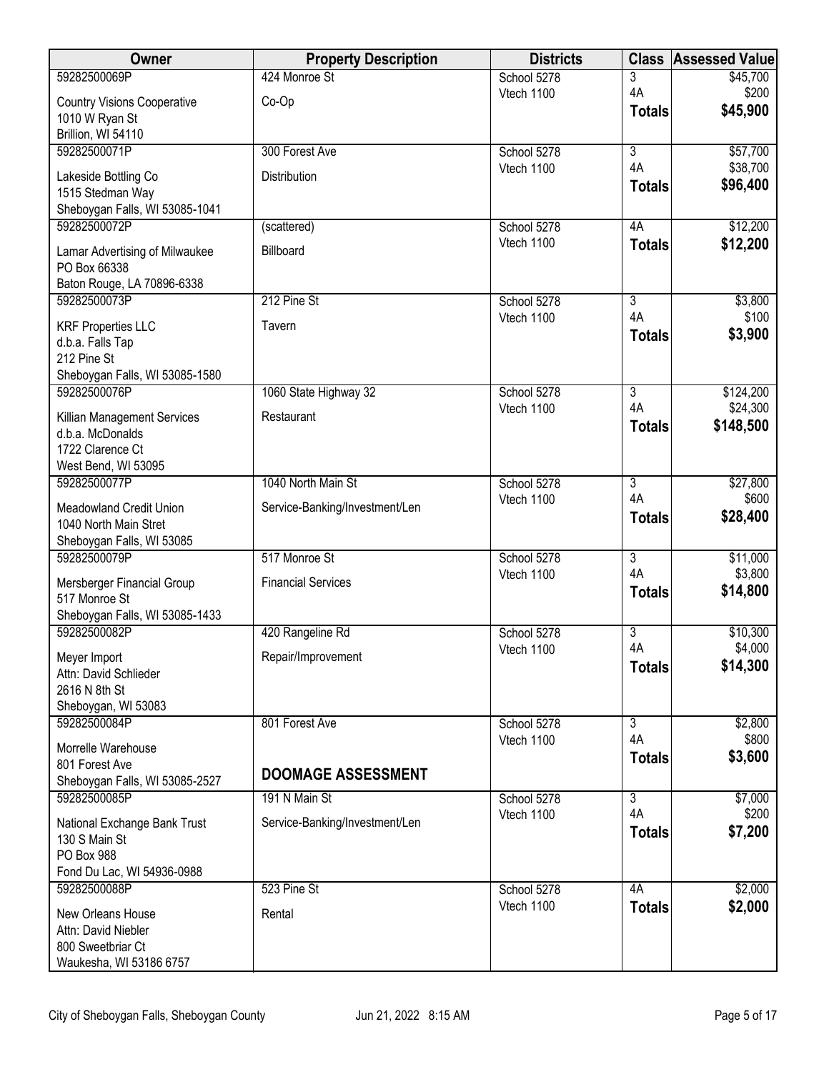| Owner | Property Description | Districts | Class | Assessed Value |
|---|---|---|---|---|
| 59282500069P<br>Country Visions Cooperative<br>1010 W Ryan St<br>Brillion, WI 54110 | 424 Monroe St<br>Co-Op | School 5278<br>Vtech 1100 | 3<br>4A<br>**Totals** | $45,700<br>$200<br>**$45,900** |
| 59282500071P<br>Lakeside Bottling Co<br>1515 Stedman Way<br>Sheboygan Falls, WI 53085-1041 | 300 Forest Ave<br>Distribution | School 5278<br>Vtech 1100 | 3<br>4A<br>**Totals** | $57,700<br>$38,700<br>**$96,400** |
| 59282500072P<br>Lamar Advertising of Milwaukee<br>PO Box 66338<br>Baton Rouge, LA 70896-6338 | (scattered)<br>Billboard | School 5278<br>Vtech 1100 | 4A<br>**Totals** | $12,200<br>**$12,200** |
| 59282500073P<br>KRF Properties LLC<br>d.b.a. Falls Tap<br>212 Pine St<br>Sheboygan Falls, WI 53085-1580 | 212 Pine St<br>Tavern | School 5278<br>Vtech 1100 | 3<br>4A<br>**Totals** | $3,800<br>$100<br>**$3,900** |
| 59282500076P<br>Killian Management Services<br>d.b.a. McDonalds<br>1722 Clarence Ct<br>West Bend, WI 53095 | 1060 State Highway 32<br>Restaurant | School 5278<br>Vtech 1100 | 3<br>4A<br>**Totals** | $124,200<br>$24,300<br>**$148,500** |
| 59282500077P<br>Meadowland Credit Union<br>1040 North Main Stret<br>Sheboygan Falls, WI 53085 | 1040 North Main St<br>Service-Banking/Investment/Len | School 5278<br>Vtech 1100 | 3<br>4A<br>**Totals** | $27,800<br>$600<br>**$28,400** |
| 59282500079P<br>Mersberger Financial Group<br>517 Monroe St<br>Sheboygan Falls, WI 53085-1433 | 517 Monroe St<br>Financial Services | School 5278<br>Vtech 1100 | 3<br>4A<br>**Totals** | $11,000<br>$3,800<br>**$14,800** |
| 59282500082P<br>Meyer Import<br>Attn: David Schlieder<br>2616 N 8th St<br>Sheboygan, WI 53083 | 420 Rangeline Rd<br>Repair/Improvement | School 5278<br>Vtech 1100 | 3<br>4A<br>**Totals** | $10,300<br>$4,000<br>**$14,300** |
| 59282500084P<br>Morrelle Warehouse<br>801 Forest Ave<br>Sheboygan Falls, WI 53085-2527 | 801 Forest Ave<br>**DOOMAGE ASSESSMENT** | School 5278<br>Vtech 1100 | 3<br>4A<br>**Totals** | $2,800<br>$800<br>**$3,600** |
| 59282500085P<br>National Exchange Bank Trust<br>130 S Main St<br>PO Box 988<br>Fond Du Lac, WI 54936-0988 | 191 N Main St<br>Service-Banking/Investment/Len | School 5278<br>Vtech 1100 | 3<br>4A<br>**Totals** | $7,000<br>$200<br>**$7,200** |
| 59282500088P<br>New Orleans House<br>Attn: David Niebler<br>800 Sweetbriar Ct<br>Waukesha, WI 53186 6757 | 523 Pine St<br>Rental | School 5278<br>Vtech 1100 | 4A<br>**Totals** | $2,000<br>**$2,000** |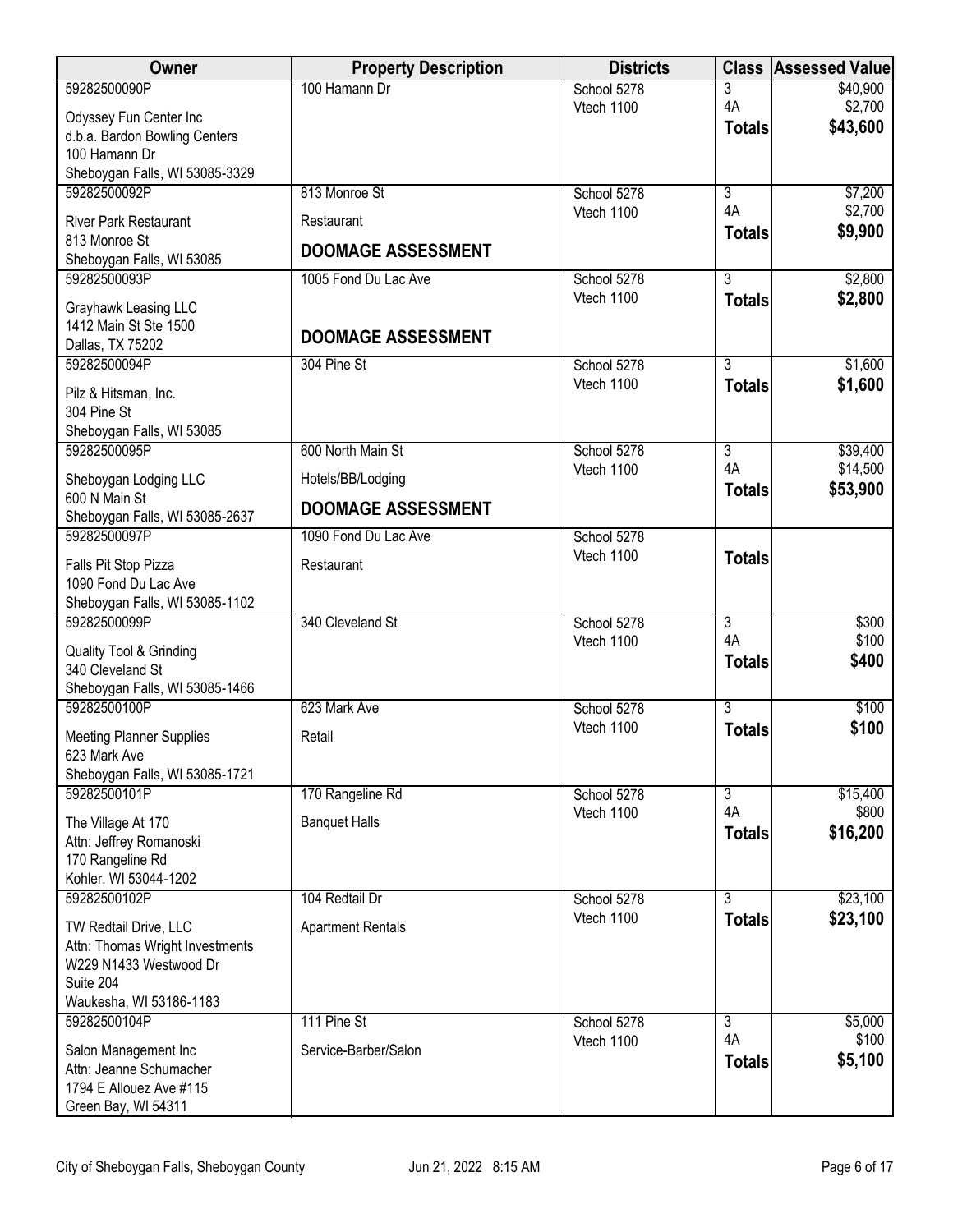| Owner | Property Description | Districts | Class | Assessed Value |
|---|---|---|---|---|
| 59282500090P<br>Odyssey Fun Center Inc<br>d.b.a. Bardon Bowling Centers<br>100 Hamann Dr<br>Sheboygan Falls, WI 53085-3329 | 100 Hamann Dr | School 5278<br>Vtech 1100 | 3<br>4A<br>**Totals** | $40,900<br>$2,700<br>**$43,600** |
| 59282500092P<br>River Park Restaurant<br>813 Monroe St<br>Sheboygan Falls, WI 53085 | 813 Monroe St<br>Restaurant<br>**DOOMAGE ASSESSMENT** | School 5278<br>Vtech 1100 | 3<br>4A<br>**Totals** | $7,200<br>$2,700<br>**$9,900** |
| 59282500093P<br>Grayhawk Leasing LLC<br>1412 Main St Ste 1500<br>Dallas, TX 75202 | 1005 Fond Du Lac Ave<br>**DOOMAGE ASSESSMENT** | School 5278<br>Vtech 1100 | 3<br>**Totals** | $2,800<br>**$2,800** |
| 59282500094P<br>Pilz & Hitsman, Inc.<br>304 Pine St<br>Sheboygan Falls, WI 53085 | 304 Pine St | School 5278<br>Vtech 1100 | 3<br>**Totals** | $1,600<br>**$1,600** |
| 59282500095P<br>Sheboygan Lodging LLC<br>600 N Main St<br>Sheboygan Falls, WI 53085-2637 | 600 North Main St<br>Hotels/BB/Lodging<br>**DOOMAGE ASSESSMENT** | School 5278<br>Vtech 1100 | 3<br>4A<br>**Totals** | $39,400<br>$14,500<br>**$53,900** |
| 59282500097P<br>Falls Pit Stop Pizza<br>1090 Fond Du Lac Ave<br>Sheboygan Falls, WI 53085-1102 | 1090 Fond Du Lac Ave<br>Restaurant | School 5278<br>Vtech 1100 | **Totals** | |
| 59282500099P<br>Quality Tool & Grinding<br>340 Cleveland St<br>Sheboygan Falls, WI 53085-1466 | 340 Cleveland St | School 5278<br>Vtech 1100 | 3<br>4A<br>**Totals** | $300<br>$100<br>**$400** |
| 59282500100P<br>Meeting Planner Supplies<br>623 Mark Ave<br>Sheboygan Falls, WI 53085-1721 | 623 Mark Ave<br>Retail | School 5278<br>Vtech 1100 | 3<br>**Totals** | $100<br>**$100** |
| 59282500101P<br>The Village At 170<br>Attn: Jeffrey Romanoski<br>170 Rangeline Rd<br>Kohler, WI 53044-1202 | 170 Rangeline Rd<br>Banquet Halls | School 5278<br>Vtech 1100 | 3<br>4A<br>**Totals** | $15,400<br>$800<br>**$16,200** |
| 59282500102P<br>TW Redtail Drive, LLC<br>Attn: Thomas Wright Investments<br>W229 N1433 Westwood Dr<br>Suite 204<br>Waukesha, WI 53186-1183 | 104 Redtail Dr<br>Apartment Rentals | School 5278<br>Vtech 1100 | 3<br>**Totals** | $23,100<br>**$23,100** |
| 59282500104P<br>Salon Management Inc<br>Attn: Jeanne Schumacher<br>1794 E Allouez Ave #115<br>Green Bay, WI 54311 | 111 Pine St<br>Service-Barber/Salon | School 5278<br>Vtech 1100 | 3<br>4A<br>**Totals** | $5,000<br>$100<br>**$5,100** |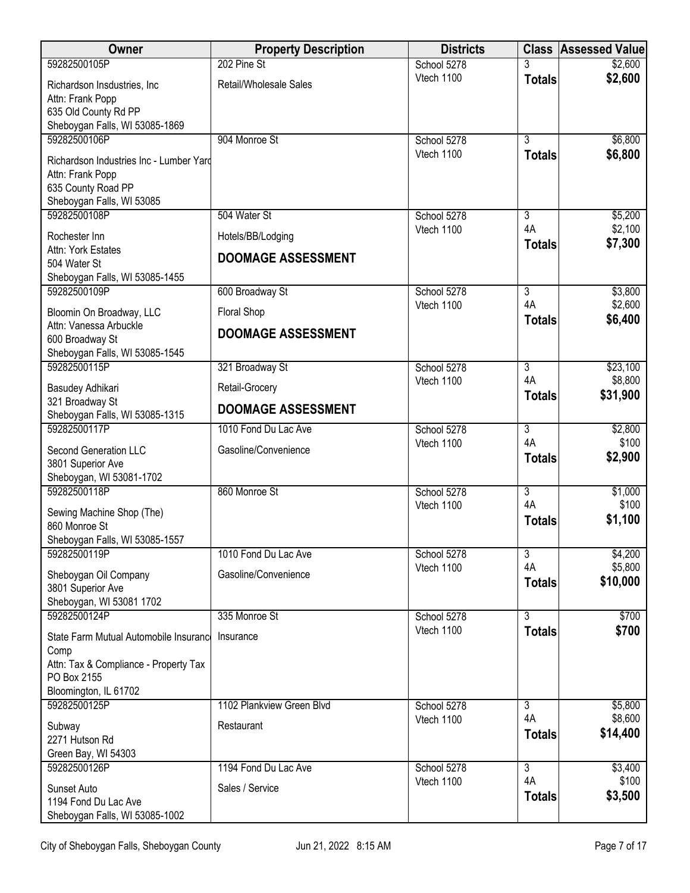| Owner | Property Description | Districts | Class | Assessed Value |
| --- | --- | --- | --- | --- |
| 59282500105P<br>Richardson Insdustries, Inc<br>Attn: Frank Popp<br>635 Old County Rd PP<br>Sheboygan Falls, WI 53085-1869 | 202 Pine St<br>Retail/Wholesale Sales | School 5278<br>Vtech 1100 | 3<br>**Totals** | $2,600<br>**$2,600** |
| 59282500106P<br>Richardson Industries Inc - Lumber Yard<br>Attn: Frank Popp<br>635 County Road PP<br>Sheboygan Falls, WI 53085 | 904 Monroe St | School 5278<br>Vtech 1100 | 3<br>**Totals** | $6,800<br>**$6,800** |
| 59282500108P<br>Rochester Inn<br>Attn: York Estates<br>504 Water St<br>Sheboygan Falls, WI 53085-1455 | 504 Water St<br>Hotels/BB/Lodging<br>**DOOMAGE ASSESSMENT** | School 5278<br>Vtech 1100 | 3<br>4A<br>**Totals** | $5,200<br>$2,100<br>**$7,300** |
| 59282500109P<br>Bloomin On Broadway, LLC<br>Attn: Vanessa Arbuckle<br>600 Broadway St<br>Sheboygan Falls, WI 53085-1545 | 600 Broadway St<br>Floral Shop<br>**DOOMAGE ASSESSMENT** | School 5278<br>Vtech 1100 | 3<br>4A<br>**Totals** | $3,800<br>$2,600<br>**$6,400** |
| 59282500115P<br>Basudey Adhikari<br>321 Broadway St<br>Sheboygan Falls, WI 53085-1315 | 321 Broadway St<br>Retail-Grocery<br>**DOOMAGE ASSESSMENT** | School 5278<br>Vtech 1100 | 3<br>4A<br>**Totals** | $23,100<br>$8,800<br>**$31,900** |
| 59282500117P<br>Second Generation LLC<br>3801 Superior Ave<br>Sheboygan, WI 53081-1702 | 1010 Fond Du Lac Ave<br>Gasoline/Convenience | School 5278<br>Vtech 1100 | 3<br>4A<br>**Totals** | $2,800<br>$100<br>**$2,900** |
| 59282500118P<br>Sewing Machine Shop (The)<br>860 Monroe St<br>Sheboygan Falls, WI 53085-1557 | 860 Monroe St | School 5278<br>Vtech 1100 | 3<br>4A<br>**Totals** | $1,000<br>$100<br>**$1,100** |
| 59282500119P<br>Sheboygan Oil Company<br>3801 Superior Ave<br>Sheboygan, WI 53081 1702 | 1010 Fond Du Lac Ave<br>Gasoline/Convenience | School 5278<br>Vtech 1100 | 3<br>4A<br>**Totals** | $4,200<br>$5,800<br>**$10,000** |
| 59282500124P<br>State Farm Mutual Automobile Insurance Comp<br>Attn: Tax & Compliance - Property Tax<br>PO Box 2155<br>Bloomington, IL 61702 | 335 Monroe St<br>Insurance | School 5278<br>Vtech 1100 | 3<br>**Totals** | $700<br>**$700** |
| 59282500125P<br>Subway<br>2271 Hutson Rd<br>Green Bay, WI 54303 | 1102 Plankview Green Blvd<br>Restaurant | School 5278<br>Vtech 1100 | 3<br>4A<br>**Totals** | $5,800<br>$8,600<br>**$14,400** |
| 59282500126P<br>Sunset Auto<br>1194 Fond Du Lac Ave<br>Sheboygan Falls, WI 53085-1002 | 1194 Fond Du Lac Ave<br>Sales / Service | School 5278<br>Vtech 1100 | 3<br>4A<br>**Totals** | $3,400<br>$100<br>**$3,500** |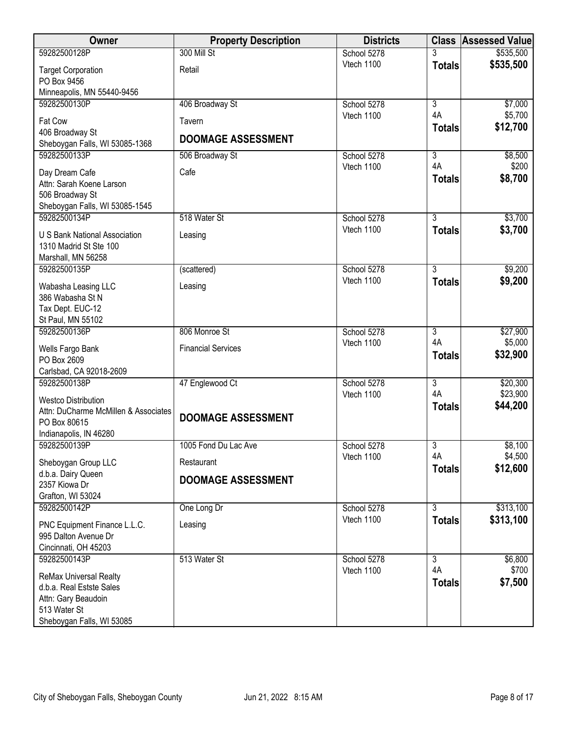| Owner | Property Description | Districts | Class | Assessed Value |
|---|---|---|---|---|
| 59282500128P<br>Target Corporation<br>PO Box 9456<br>Minneapolis, MN 55440-9456 | 300 Mill St<br>Retail | School 5278<br>Vtech 1100 | 3<br>**Totals** | $535,500<br>**$535,500** |
| 59282500130P<br>Fat Cow<br>406 Broadway St<br>Sheboygan Falls, WI 53085-1368 | 406 Broadway St<br>Tavern<br>**DOOMAGE ASSESSMENT** | School 5278<br>Vtech 1100 | 3<br>4A<br>**Totals** | $7,000<br>$5,700<br>**$12,700** |
| 59282500133P<br>Day Dream Cafe<br>Attn: Sarah Koene Larson<br>506 Broadway St<br>Sheboygan Falls, WI 53085-1545 | 506 Broadway St<br>Cafe | School 5278<br>Vtech 1100 | 3<br>4A<br>**Totals** | $8,500<br>$200<br>**$8,700** |
| 59282500134P<br>U S Bank National Association<br>1310 Madrid St Ste 100<br>Marshall, MN 56258 | 518 Water St<br>Leasing | School 5278<br>Vtech 1100 | 3<br>**Totals** | $3,700<br>**$3,700** |
| 59282500135P<br>Wabasha Leasing LLC<br>386 Wabasha St N<br>Tax Dept. EUC-12<br>St Paul, MN 55102 | (scattered)<br>Leasing | School 5278<br>Vtech 1100 | 3<br>**Totals** | $9,200<br>**$9,200** |
| 59282500136P<br>Wells Fargo Bank<br>PO Box 2609<br>Carlsbad, CA 92018-2609 | 806 Monroe St<br>Financial Services | School 5278<br>Vtech 1100 | 3<br>4A<br>**Totals** | $27,900<br>$5,000<br>**$32,900** |
| 59282500138P<br>Westco Distribution<br>Attn: DuCharme McMillen & Associates<br>PO Box 80615<br>Indianapolis, IN 46280 | 47 Englewood Ct<br>**DOOMAGE ASSESSMENT** | School 5278<br>Vtech 1100 | 3<br>4A<br>**Totals** | $20,300<br>$23,900<br>**$44,200** |
| 59282500139P<br>Sheboygan Group LLC<br>d.b.a. Dairy Queen<br>2357 Kiowa Dr<br>Grafton, WI 53024 | 1005 Fond Du Lac Ave<br>Restaurant<br>**DOOMAGE ASSESSMENT** | School 5278<br>Vtech 1100 | 3<br>4A<br>**Totals** | $8,100<br>$4,500<br>**$12,600** |
| 59282500142P<br>PNC Equipment Finance L.L.C.<br>995 Dalton Avenue Dr<br>Cincinnati, OH 45203 | One Long Dr<br>Leasing | School 5278<br>Vtech 1100 | 3<br>**Totals** | $313,100<br>**$313,100** |
| 59282500143P<br>ReMax Universal Realty<br>d.b.a. Real Estste Sales<br>Attn: Gary Beaudoin<br>513 Water St<br>Sheboygan Falls, WI 53085 | 513 Water St | School 5278<br>Vtech 1100 | 3<br>4A<br>**Totals** | $6,800<br>$700<br>**$7,500** |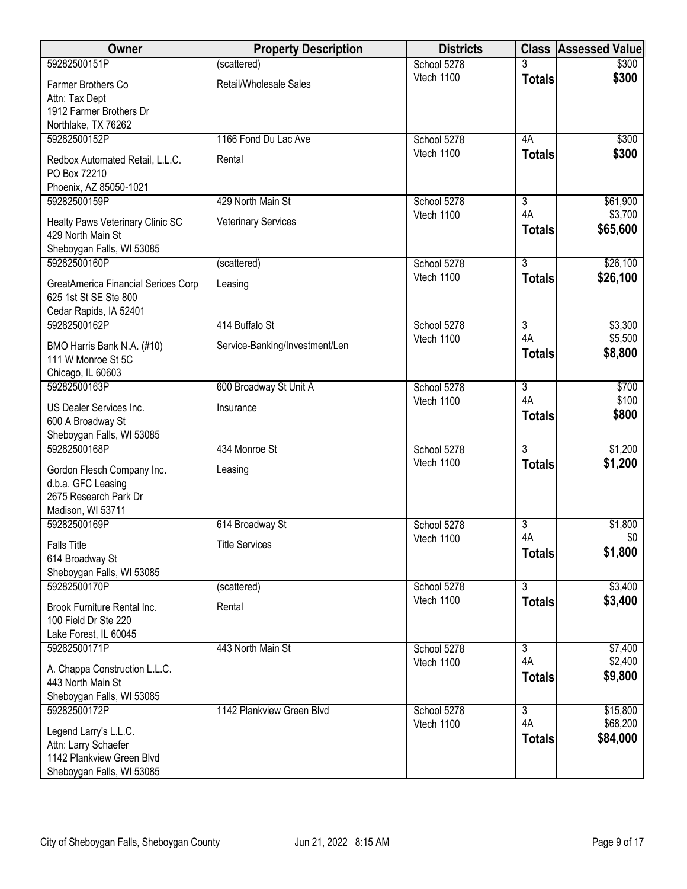| Owner | Property Description | Districts | Class | Assessed Value |
| --- | --- | --- | --- | --- |
| 59282500151P<br>Farmer Brothers Co<br>Attn: Tax Dept<br>1912 Farmer Brothers Dr<br>Northlake, TX 76262 | (scattered)<br>Retail/Wholesale Sales | School 5278<br>Vtech 1100 | 3<br>**Totals** | $300<br>**$300** |
| 59282500152P<br>Redbox Automated Retail, L.L.C.<br>PO Box 72210<br>Phoenix, AZ 85050-1021 | 1166 Fond Du Lac Ave<br>Rental | School 5278<br>Vtech 1100 | 4A<br>**Totals** | $300<br>**$300** |
| 59282500159P<br>Healty Paws Veterinary Clinic SC<br>429 North Main St<br>Sheboygan Falls, WI 53085 | 429 North Main St<br>Veterinary Services | School 5278<br>Vtech 1100 | 3<br>4A<br>**Totals** | $61,900<br>$3,700<br>**$65,600** |
| 59282500160P<br>GreatAmerica Financial Serices Corp<br>625 1st St SE Ste 800<br>Cedar Rapids, IA 52401 | (scattered)<br>Leasing | School 5278<br>Vtech 1100 | 3<br>**Totals** | $26,100<br>**$26,100** |
| 59282500162P<br>BMO Harris Bank N.A. (#10)<br>111 W Monroe St 5C<br>Chicago, IL 60603 | 414 Buffalo St<br>Service-Banking/Investment/Len | School 5278<br>Vtech 1100 | 3<br>4A<br>**Totals** | $3,300<br>$5,500<br>**$8,800** |
| 59282500163P<br>US Dealer Services Inc.<br>600 A Broadway St<br>Sheboygan Falls, WI 53085 | 600 Broadway St Unit A<br>Insurance | School 5278<br>Vtech 1100 | 3<br>4A<br>**Totals** | $700<br>$100<br>**$800** |
| 59282500168P<br>Gordon Flesch Company Inc.<br>d.b.a. GFC Leasing<br>2675 Research Park Dr<br>Madison, WI 53711 | 434 Monroe St<br>Leasing | School 5278<br>Vtech 1100 | 3<br>**Totals** | $1,200<br>**$1,200** |
| 59282500169P<br>Falls Title<br>614 Broadway St<br>Sheboygan Falls, WI 53085 | 614 Broadway St<br>Title Services | School 5278<br>Vtech 1100 | 3<br>4A<br>**Totals** | $1,800<br>$0<br>**$1,800** |
| 59282500170P<br>Brook Furniture Rental Inc.<br>100 Field Dr Ste 220<br>Lake Forest, IL 60045 | (scattered)<br>Rental | School 5278<br>Vtech 1100 | 3<br>**Totals** | $3,400<br>**$3,400** |
| 59282500171P<br>A. Chappa Construction L.L.C.<br>443 North Main St<br>Sheboygan Falls, WI 53085 | 443 North Main St | School 5278<br>Vtech 1100 | 3<br>4A<br>**Totals** | $7,400<br>$2,400<br>**$9,800** |
| 59282500172P<br>Legend Larry's L.L.C.<br>Attn: Larry Schaefer<br>1142 Plankview Green Blvd<br>Sheboygan Falls, WI 53085 | 1142 Plankview Green Blvd | School 5278<br>Vtech 1100 | 3<br>4A<br>**Totals** | $15,800<br>$68,200<br>**$84,000** |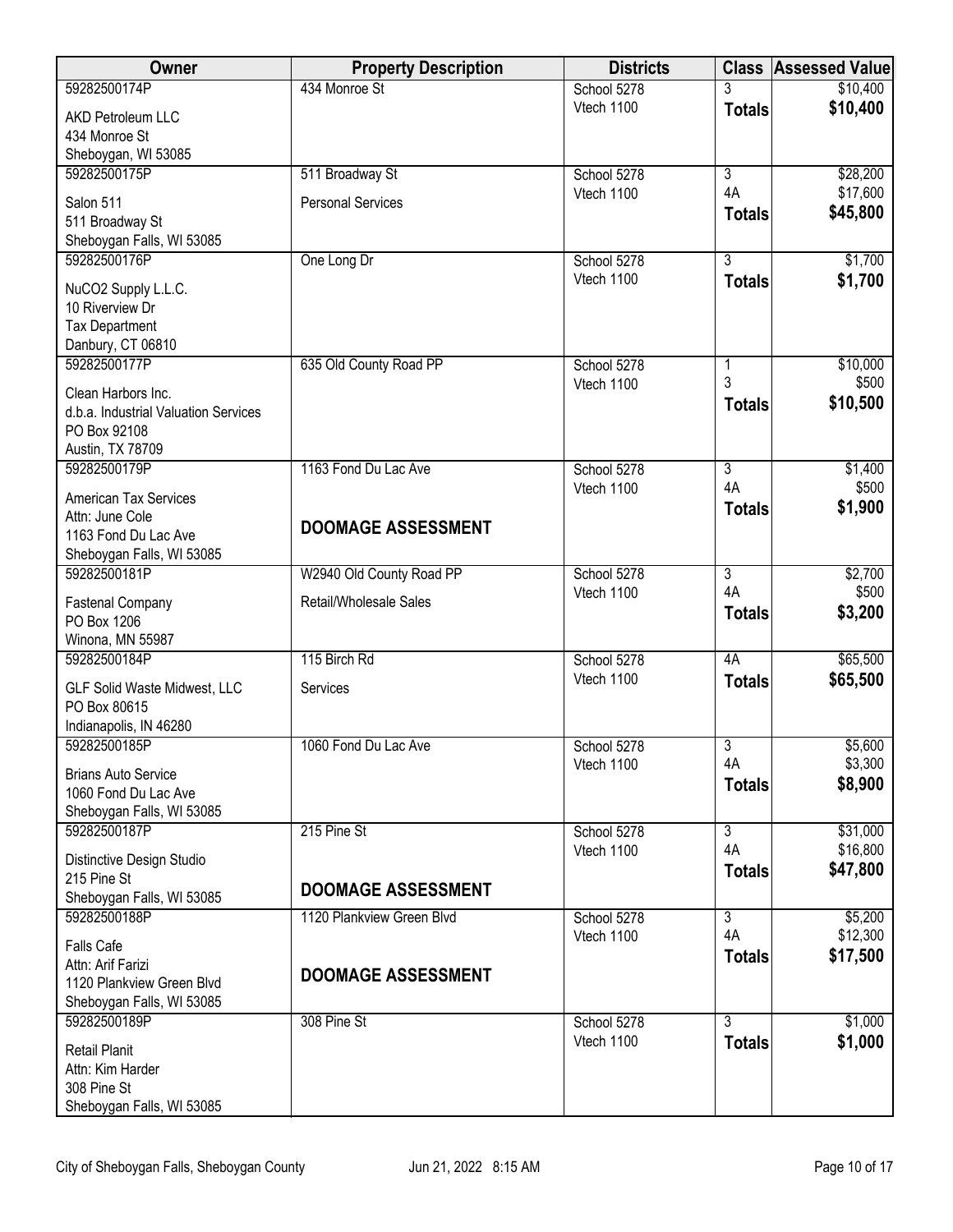| Owner | Property Description | Districts | Class | Assessed Value |
|---|---|---|---|---|
| 59282500174P<br>AKD Petroleum LLC<br>434 Monroe St<br>Sheboygan, WI 53085 | 434 Monroe St | School 5278<br>Vtech 1100 | 3<br>**Totals** | $10,400<br>**$10,400** |
| 59282500175P<br>Salon 511<br>511 Broadway St<br>Sheboygan Falls, WI 53085 | 511 Broadway St<br>Personal Services | School 5278<br>Vtech 1100 | 3<br>4A<br>**Totals** | $28,200<br>$17,600<br>**$45,800** |
| 59282500176P<br>NuCO2 Supply L.L.C.<br>10 Riverview Dr<br>Tax Department<br>Danbury, CT 06810 | One Long Dr | School 5278<br>Vtech 1100 | 3<br>**Totals** | $1,700<br>**$1,700** |
| 59282500177P<br>Clean Harbors Inc.<br>d.b.a. Industrial Valuation Services<br>PO Box 92108<br>Austin, TX 78709 | 635 Old County Road PP | School 5278<br>Vtech 1100 | 1<br>3<br>**Totals** | $10,000<br>$500<br>**$10,500** |
| 59282500179P<br>American Tax Services<br>Attn: June Cole<br>1163 Fond Du Lac Ave<br>Sheboygan Falls, WI 53085 | 1163 Fond Du Lac Ave<br>**DOOMAGE ASSESSMENT** | School 5278<br>Vtech 1100 | 3<br>4A<br>**Totals** | $1,400<br>$500<br>**$1,900** |
| 59282500181P<br>Fastenal Company<br>PO Box 1206<br>Winona, MN 55987 | W2940 Old County Road PP<br>Retail/Wholesale Sales | School 5278<br>Vtech 1100 | 3<br>4A<br>**Totals** | $2,700<br>$500<br>**$3,200** |
| 59282500184P<br>GLF Solid Waste Midwest, LLC<br>PO Box 80615<br>Indianapolis, IN 46280 | 115 Birch Rd<br>Services | School 5278<br>Vtech 1100 | 4A<br>**Totals** | $65,500<br>**$65,500** |
| 59282500185P<br>Brians Auto Service<br>1060 Fond Du Lac Ave<br>Sheboygan Falls, WI 53085 | 1060 Fond Du Lac Ave | School 5278<br>Vtech 1100 | 3<br>4A<br>**Totals** | $5,600<br>$3,300<br>**$8,900** |
| 59282500187P<br>Distinctive Design Studio<br>215 Pine St<br>Sheboygan Falls, WI 53085 | 215 Pine St<br>**DOOMAGE ASSESSMENT** | School 5278<br>Vtech 1100 | 3<br>4A<br>**Totals** | $31,000<br>$16,800<br>**$47,800** |
| 59282500188P<br>Falls Cafe<br>Attn: Arif Farizi<br>1120 Plankview Green Blvd<br>Sheboygan Falls, WI 53085 | 1120 Plankview Green Blvd<br>**DOOMAGE ASSESSMENT** | School 5278<br>Vtech 1100 | 3<br>4A<br>**Totals** | $5,200<br>$12,300<br>**$17,500** |
| 59282500189P<br>Retail Planit<br>Attn: Kim Harder<br>308 Pine St<br>Sheboygan Falls, WI 53085 | 308 Pine St | School 5278<br>Vtech 1100 | 3<br>**Totals** | $1,000<br>**$1,000** |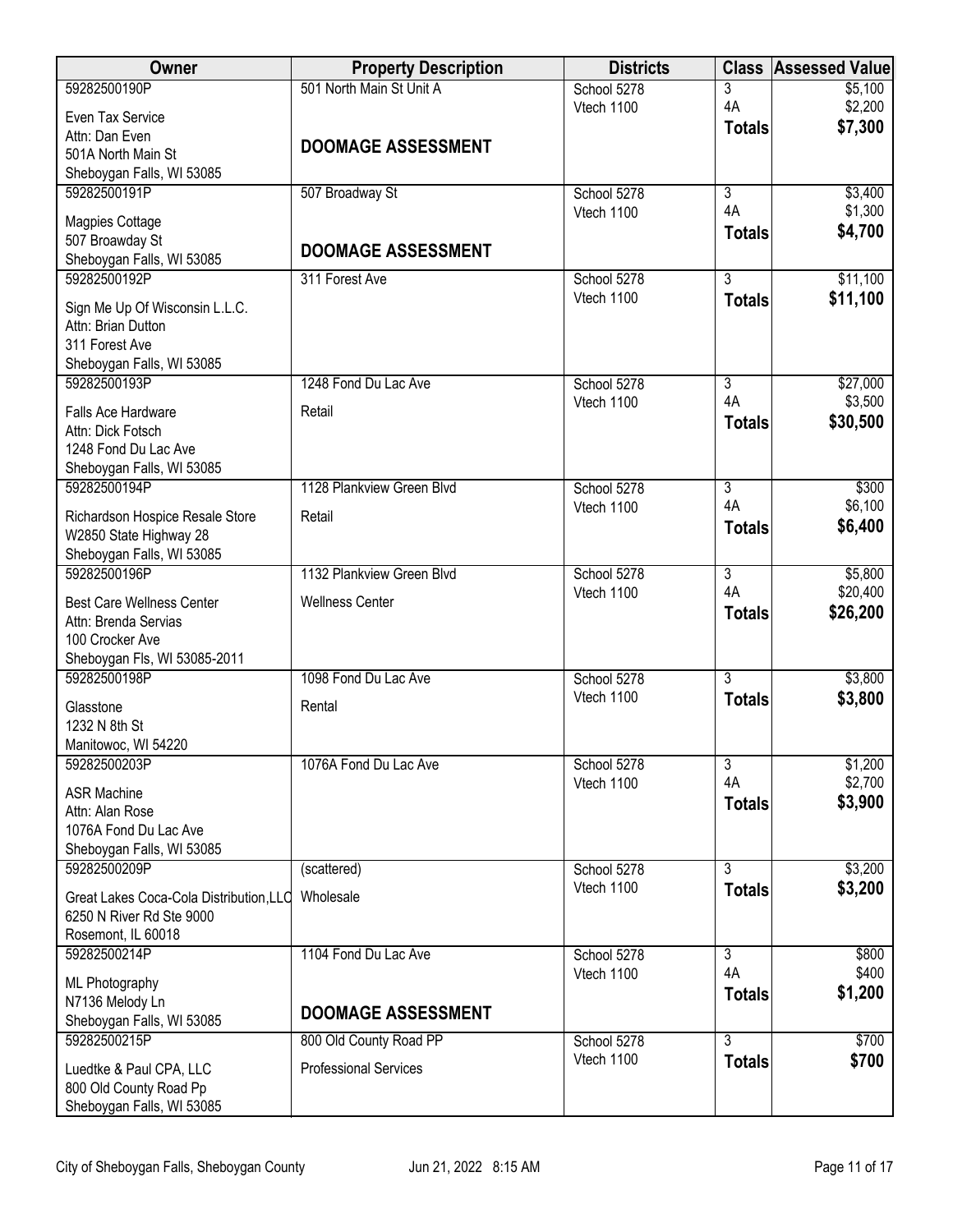| Owner | Property Description | Districts | Class | Assessed Value |
|---|---|---|---|---|
| 59282500190P<br>Even Tax Service<br>Attn: Dan Even<br>501A North Main St<br>Sheboygan Falls, WI 53085 | 501 North Main St Unit A<br><br>**DOOMAGE ASSESSMENT** | School 5278<br>Vtech 1100 | 3<br>4A<br>**Totals** | $5,100<br>$2,200<br>**$7,300** |
| 59282500191P<br>Magpies Cottage<br>507 Broawday St<br>Sheboygan Falls, WI 53085 | 507 Broadway St<br><br>**DOOMAGE ASSESSMENT** | School 5278<br>Vtech 1100 | 3<br>4A<br>**Totals** | $3,400<br>$1,300<br>**$4,700** |
| 59282500192P<br>Sign Me Up Of Wisconsin L.L.C.<br>Attn: Brian Dutton<br>311 Forest Ave<br>Sheboygan Falls, WI 53085 | 311 Forest Ave | School 5278<br>Vtech 1100 | 3<br>**Totals** | $11,100<br>**$11,100** |
| 59282500193P<br>Falls Ace Hardware<br>Attn: Dick Fotsch<br>1248 Fond Du Lac Ave<br>Sheboygan Falls, WI 53085 | 1248 Fond Du Lac Ave<br>Retail | School 5278<br>Vtech 1100 | 3<br>4A<br>**Totals** | $27,000<br>$3,500<br>**$30,500** |
| 59282500194P<br>Richardson Hospice Resale Store<br>W2850 State Highway 28<br>Sheboygan Falls, WI 53085 | 1128 Plankview Green Blvd<br>Retail | School 5278<br>Vtech 1100 | 3<br>4A<br>**Totals** | $300<br>$6,100<br>**$6,400** |
| 59282500196P<br>Best Care Wellness Center<br>Attn: Brenda Servias<br>100 Crocker Ave<br>Sheboygan Fls, WI 53085-2011 | 1132 Plankview Green Blvd<br>Wellness Center | School 5278<br>Vtech 1100 | 3<br>4A<br>**Totals** | $5,800<br>$20,400<br>**$26,200** |
| 59282500198P<br>Glasstone<br>1232 N 8th St<br>Manitowoc, WI 54220 | 1098 Fond Du Lac Ave<br>Rental | School 5278<br>Vtech 1100 | 3<br>**Totals** | $3,800<br>**$3,800** |
| 59282500203P<br>ASR Machine<br>Attn: Alan Rose<br>1076A Fond Du Lac Ave<br>Sheboygan Falls, WI 53085 | 1076A Fond Du Lac Ave | School 5278<br>Vtech 1100 | 3<br>4A<br>**Totals** | $1,200<br>$2,700<br>**$3,900** |
| 59282500209P<br>Great Lakes Coca-Cola Distribution,LLC<br>6250 N River Rd Ste 9000<br>Rosemont, IL 60018 | (scattered)<br>Wholesale | School 5278<br>Vtech 1100 | 3<br>**Totals** | $3,200<br>**$3,200** |
| 59282500214P<br>ML Photography<br>N7136 Melody Ln<br>Sheboygan Falls, WI 53085 | 1104 Fond Du Lac Ave<br><br>**DOOMAGE ASSESSMENT** | School 5278<br>Vtech 1100 | 3<br>4A<br>**Totals** | $800<br>$400<br>**$1,200** |
| 59282500215P<br>Luedtke & Paul CPA, LLC<br>800 Old County Road Pp<br>Sheboygan Falls, WI 53085 | 800 Old County Road PP<br>Professional Services | School 5278<br>Vtech 1100 | 3<br>**Totals** | $700<br>**$700** |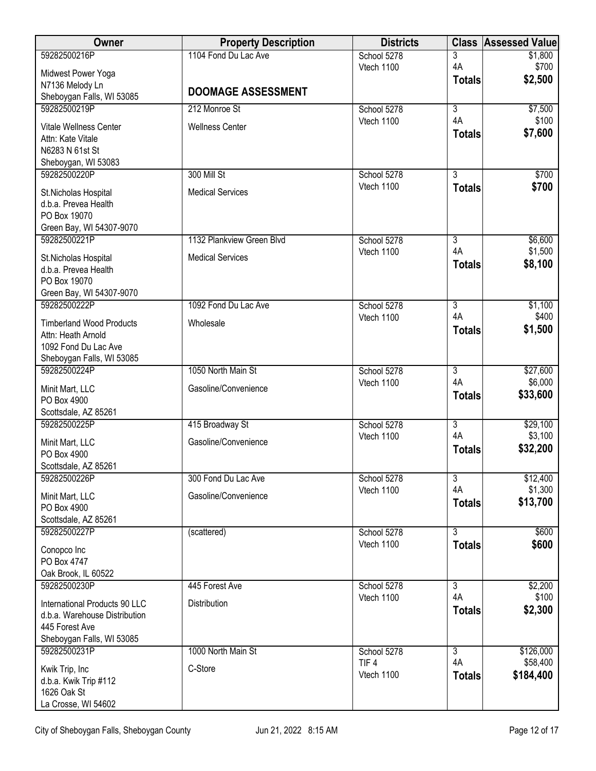| Owner | Property Description | Districts | Class | Assessed Value |
|---|---|---|---|---|
| 59282500216P<br>Midwest Power Yoga<br>N7136 Melody Ln<br>Sheboygan Falls, WI 53085 | 1104 Fond Du Lac Ave<br><br>**DOOMAGE ASSESSMENT** | School 5278<br>Vtech 1100 | 3<br>4A<br>**Totals** | $1,800<br>$700<br>**$2,500** |
| 59282500219P<br>Vitale Wellness Center<br>Attn: Kate Vitale<br>N6283 N 61st St<br>Sheboygan, WI 53083 | 212 Monroe St<br>Wellness Center | School 5278<br>Vtech 1100 | 3<br>4A<br>**Totals** | $7,500<br>$100<br>**$7,600** |
| 59282500220P<br>St.Nicholas Hospital<br>d.b.a. Prevea Health<br>PO Box 19070<br>Green Bay, WI 54307-9070 | 300 Mill St<br>Medical Services | School 5278<br>Vtech 1100 | 3<br>**Totals** | $700<br>**$700** |
| 59282500221P<br>St.Nicholas Hospital<br>d.b.a. Prevea Health<br>PO Box 19070<br>Green Bay, WI 54307-9070 | 1132 Plankview Green Blvd<br>Medical Services | School 5278<br>Vtech 1100 | 3<br>4A<br>**Totals** | $6,600<br>$1,500<br>**$8,100** |
| 59282500222P<br>Timberland Wood Products<br>Attn: Heath Arnold<br>1092 Fond Du Lac Ave<br>Sheboygan Falls, WI 53085 | 1092 Fond Du Lac Ave<br>Wholesale | School 5278<br>Vtech 1100 | 3<br>4A<br>**Totals** | $1,100<br>$400<br>**$1,500** |
| 59282500224P<br>Minit Mart, LLC<br>PO Box 4900<br>Scottsdale, AZ 85261 | 1050 North Main St<br>Gasoline/Convenience | School 5278<br>Vtech 1100 | 3<br>4A<br>**Totals** | $27,600<br>$6,000<br>**$33,600** |
| 59282500225P<br>Minit Mart, LLC<br>PO Box 4900<br>Scottsdale, AZ 85261 | 415 Broadway St<br>Gasoline/Convenience | School 5278<br>Vtech 1100 | 3<br>4A<br>**Totals** | $29,100<br>$3,100<br>**$32,200** |
| 59282500226P<br>Minit Mart, LLC<br>PO Box 4900<br>Scottsdale, AZ 85261 | 300 Fond Du Lac Ave<br>Gasoline/Convenience | School 5278<br>Vtech 1100 | 3<br>4A<br>**Totals** | $12,400<br>$1,300<br>**$13,700** |
| 59282500227P<br>Conopco Inc<br>PO Box 4747<br>Oak Brook, IL 60522 | (scattered) | School 5278<br>Vtech 1100 | 3<br>**Totals** | $600<br>**$600** |
| 59282500230P<br>International Products 90 LLC<br>d.b.a. Warehouse Distribution<br>445 Forest Ave<br>Sheboygan Falls, WI 53085 | 445 Forest Ave<br>Distribution | School 5278<br>Vtech 1100 | 3<br>4A<br>**Totals** | $2,200<br>$100<br>**$2,300** |
| 59282500231P<br>Kwik Trip, Inc<br>d.b.a. Kwik Trip #112<br>1626 Oak St<br>La Crosse, WI 54602 | 1000 North Main St<br>C-Store | School 5278<br>TIF 4<br>Vtech 1100 | 3<br>4A<br>**Totals** | $126,000<br>$58,400<br>**$184,400** |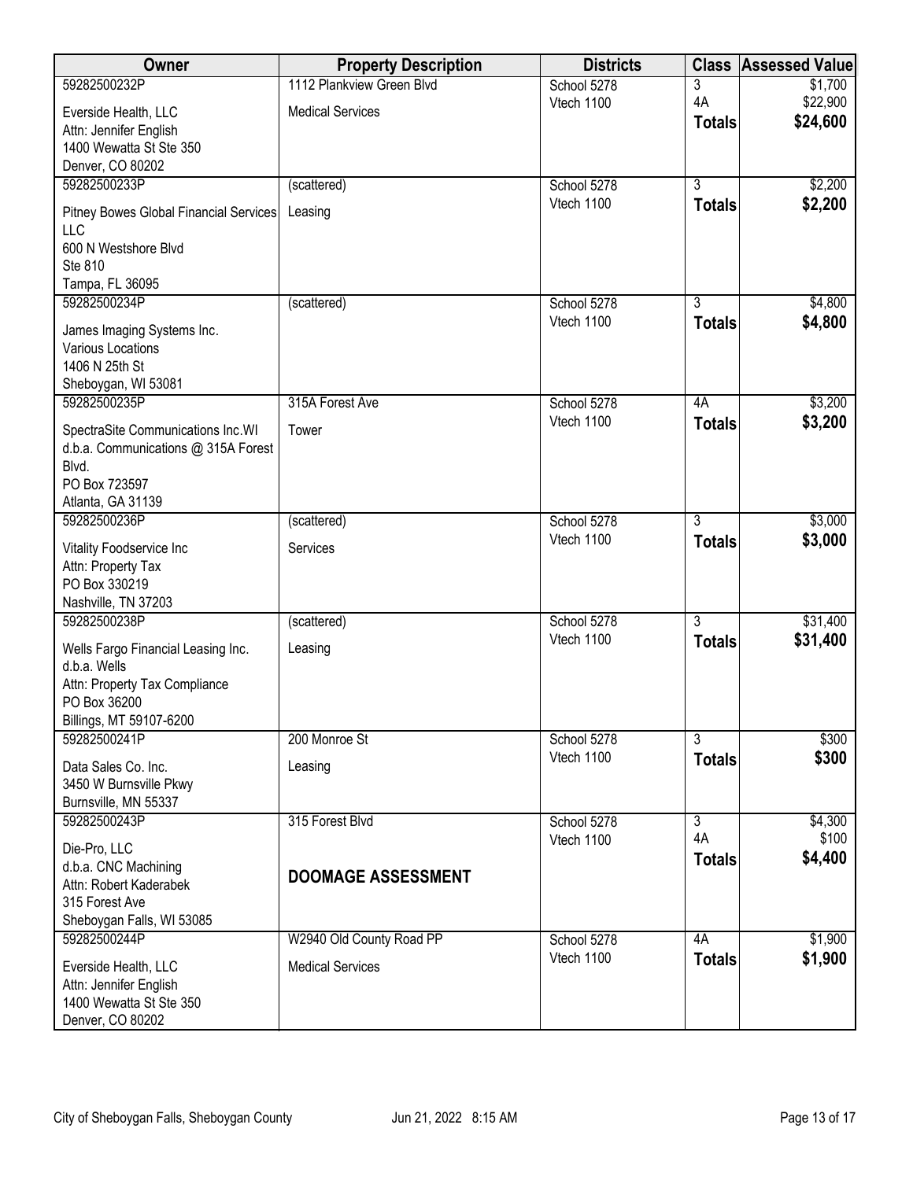| Owner | Property Description | Districts | Class | Assessed Value |
|---|---|---|---|---|
| 59282500232P<br>Everside Health, LLC<br>Attn: Jennifer English<br>1400 Wewatta St Ste 350<br>Denver, CO 80202 | 1112 Plankview Green Blvd<br>Medical Services | School 5278<br>Vtech 1100 | 3<br>4A<br>**Totals** | \$1,700<br>\$22,900<br>**\$24,600** |
| 59282500233P<br>Pitney Bowes Global Financial Services LLC<br>600 N Westshore Blvd<br>Ste 810<br>Tampa, FL 36095 | (scattered)<br>Leasing | School 5278<br>Vtech 1100 | 3<br>**Totals** | \$2,200<br>**\$2,200** |
| 59282500234P<br>James Imaging Systems Inc.<br>Various Locations<br>1406 N 25th St<br>Sheboygan, WI 53081 | (scattered) | School 5278<br>Vtech 1100 | 3<br>**Totals** | \$4,800<br>**\$4,800** |
| 59282500235P<br>SpectraSite Communications Inc.WI<br>d.b.a. Communications @ 315A Forest Blvd.<br>PO Box 723597<br>Atlanta, GA 31139 | 315A Forest Ave<br>Tower | School 5278<br>Vtech 1100 | 4A<br>**Totals** | \$3,200<br>**\$3,200** |
| 59282500236P<br>Vitality Foodservice Inc<br>Attn: Property Tax<br>PO Box 330219<br>Nashville, TN 37203 | (scattered)<br>Services | School 5278<br>Vtech 1100 | 3<br>**Totals** | \$3,000<br>**\$3,000** |
| 59282500238P<br>Wells Fargo Financial Leasing Inc.<br>d.b.a. Wells<br>Attn: Property Tax Compliance<br>PO Box 36200<br>Billings, MT 59107-6200 | (scattered)<br>Leasing | School 5278<br>Vtech 1100 | 3<br>**Totals** | \$31,400<br>**\$31,400** |
| 59282500241P<br>Data Sales Co. Inc.<br>3450 W Burnsville Pkwy<br>Burnsville, MN 55337 | 200 Monroe St<br>Leasing | School 5278<br>Vtech 1100 | 3<br>**Totals** | \$300<br>**\$300** |
| 59282500243P<br>Die-Pro, LLC<br>d.b.a. CNC Machining<br>Attn: Robert Kaderabek<br>315 Forest Ave<br>Sheboygan Falls, WI 53085 | 315 Forest Blvd<br>**DOOMAGE ASSESSMENT** | School 5278<br>Vtech 1100 | 3<br>4A<br>**Totals** | \$4,300<br>\$100<br>**\$4,400** |
| 59282500244P<br>Everside Health, LLC<br>Attn: Jennifer English<br>1400 Wewatta St Ste 350<br>Denver, CO 80202 | W2940 Old County Road PP<br>Medical Services | School 5278<br>Vtech 1100 | 4A<br>**Totals** | \$1,900<br>**\$1,900** |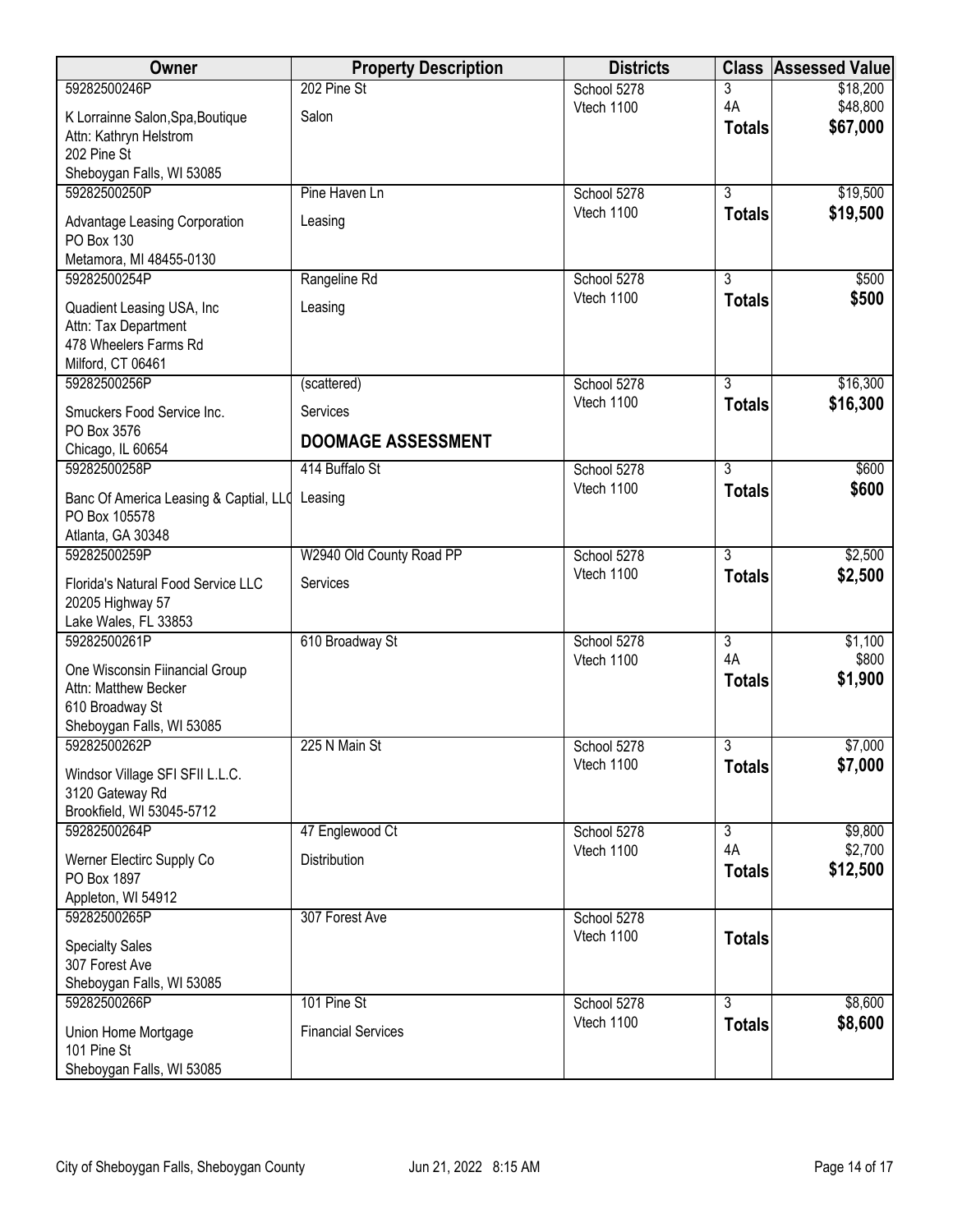| Owner | Property Description | Districts | Class | Assessed Value |
|---|---|---|---|---|
| 59282500246P<br>K Lorrainne Salon,Spa,Boutique<br>Attn: Kathryn Helstrom<br>202 Pine St<br>Sheboygan Falls, WI 53085 | 202 Pine St<br>Salon | School 5278<br>Vtech 1100 | 3<br>4A<br>**Totals** | $18,200<br>$48,800<br>**$67,000** |
| 59282500250P<br>Advantage Leasing Corporation<br>PO Box 130<br>Metamora, MI 48455-0130 | Pine Haven Ln<br>Leasing | School 5278<br>Vtech 1100 | 3<br>**Totals** | $19,500<br>**$19,500** |
| 59282500254P<br>Quadient Leasing USA, Inc<br>Attn: Tax Department<br>478 Wheelers Farms Rd<br>Milford, CT 06461 | Rangeline Rd<br>Leasing | School 5278<br>Vtech 1100 | 3<br>**Totals** | $500<br>**$500** |
| 59282500256P<br>Smuckers Food Service Inc.<br>PO Box 3576<br>Chicago, IL 60654 | (scattered)<br>Services<br>**DOOMAGE ASSESSMENT** | School 5278<br>Vtech 1100 | 3<br>**Totals** | $16,300<br>**$16,300** |
| 59282500258P<br>Banc Of America Leasing & Captial, LLC<br>PO Box 105578<br>Atlanta, GA 30348 | 414 Buffalo St<br>Leasing | School 5278<br>Vtech 1100 | 3<br>**Totals** | $600<br>**$600** |
| 59282500259P<br>Florida's Natural Food Service LLC<br>20205 Highway 57<br>Lake Wales, FL 33853 | W2940 Old County Road PP<br>Services | School 5278<br>Vtech 1100 | 3<br>**Totals** | $2,500<br>**$2,500** |
| 59282500261P<br>One Wisconsin Fiinancial Group<br>Attn: Matthew Becker<br>610 Broadway St<br>Sheboygan Falls, WI 53085 | 610 Broadway St | School 5278<br>Vtech 1100 | 3<br>4A<br>**Totals** | $1,100<br>$800<br>**$1,900** |
| 59282500262P<br>Windsor Village SFI SFII L.L.C.<br>3120 Gateway Rd<br>Brookfield, WI 53045-5712 | 225 N Main St | School 5278<br>Vtech 1100 | 3<br>**Totals** | $7,000<br>**$7,000** |
| 59282500264P<br>Werner Electirc Supply Co<br>PO Box 1897<br>Appleton, WI 54912 | 47 Englewood Ct<br>Distribution | School 5278<br>Vtech 1100 | 3<br>4A<br>**Totals** | $9,800<br>$2,700<br>**$12,500** |
| 59282500265P<br>Specialty Sales<br>307 Forest Ave<br>Sheboygan Falls, WI 53085 | 307 Forest Ave | School 5278<br>Vtech 1100 | **Totals** | |
| 59282500266P<br>Union Home Mortgage<br>101 Pine St<br>Sheboygan Falls, WI 53085 | 101 Pine St<br>Financial Services | School 5278<br>Vtech 1100 | 3<br>**Totals** | $8,600<br>**$8,600** |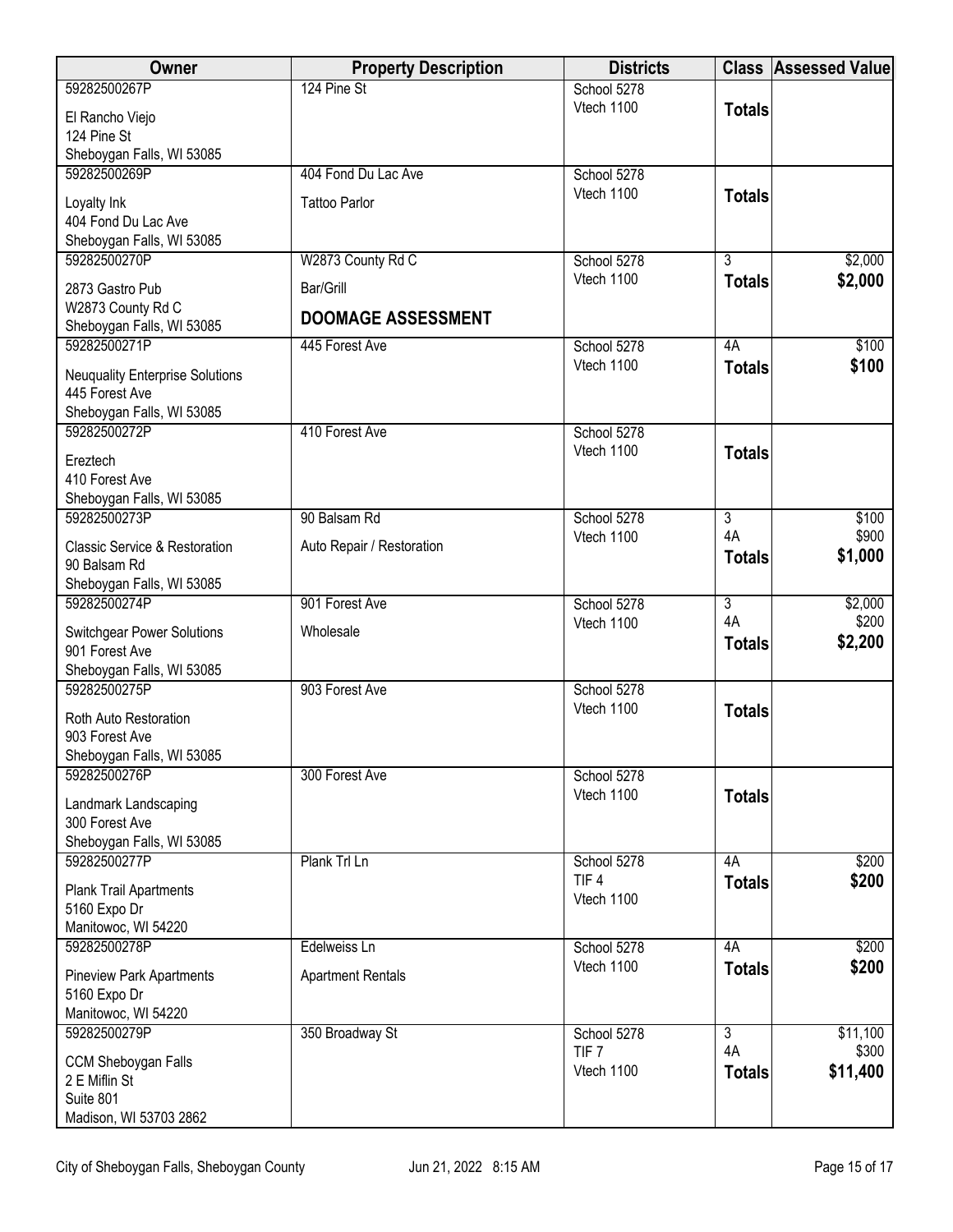| Owner | Property Description | Districts | Class | Assessed Value |
|---|---|---|---|---|
| 59282500267P<br>El Rancho Viejo<br>124 Pine St<br>Sheboygan Falls, WI 53085 | 124 Pine St | School 5278<br>Vtech 1100 | **Totals** | |
| 59282500269P<br>Loyalty Ink<br>404 Fond Du Lac Ave<br>Sheboygan Falls, WI 53085 | 404 Fond Du Lac Ave<br>Tattoo Parlor | School 5278<br>Vtech 1100 | **Totals** | |
| 59282500270P<br>2873 Gastro Pub<br>W2873 County Rd C<br>Sheboygan Falls, WI 53085 | W2873 County Rd C<br>Bar/Grill<br>**DOOMAGE ASSESSMENT** | School 5278<br>Vtech 1100 | 3<br>**Totals** | \$2,000<br>**\$2,000** |
| 59282500271P<br>Neuquality Enterprise Solutions<br>445 Forest Ave<br>Sheboygan Falls, WI 53085 | 445 Forest Ave | School 5278<br>Vtech 1100 | 4A<br>**Totals** | \$100<br>**\$100** |
| 59282500272P<br>Ereztech<br>410 Forest Ave<br>Sheboygan Falls, WI 53085 | 410 Forest Ave | School 5278<br>Vtech 1100 | **Totals** | |
| 59282500273P<br>Classic Service & Restoration<br>90 Balsam Rd<br>Sheboygan Falls, WI 53085 | 90 Balsam Rd<br>Auto Repair / Restoration | School 5278<br>Vtech 1100 | 3<br>4A<br>**Totals** | \$100<br>\$900<br>**\$1,000** |
| 59282500274P<br>Switchgear Power Solutions<br>901 Forest Ave<br>Sheboygan Falls, WI 53085 | 901 Forest Ave<br>Wholesale | School 5278<br>Vtech 1100 | 3<br>4A<br>**Totals** | \$2,000<br>\$200<br>**\$2,200** |
| 59282500275P<br>Roth Auto Restoration<br>903 Forest Ave<br>Sheboygan Falls, WI 53085 | 903 Forest Ave | School 5278<br>Vtech 1100 | **Totals** | |
| 59282500276P<br>Landmark Landscaping<br>300 Forest Ave<br>Sheboygan Falls, WI 53085 | 300 Forest Ave | School 5278<br>Vtech 1100 | **Totals** | |
| 59282500277P<br>Plank Trail Apartments<br>5160 Expo Dr<br>Manitowoc, WI 54220 | Plank Trl Ln | School 5278<br>TIF 4<br>Vtech 1100 | 4A<br>**Totals** | \$200<br>**\$200** |
| 59282500278P<br>Pineview Park Apartments<br>5160 Expo Dr<br>Manitowoc, WI 54220 | Edelweiss Ln<br>Apartment Rentals | School 5278<br>Vtech 1100 | 4A<br>**Totals** | \$200<br>**\$200** |
| 59282500279P<br>CCM Sheboygan Falls<br>2 E Miflin St<br>Suite 801<br>Madison, WI 53703 2862 | 350 Broadway St | School 5278<br>TIF 7<br>Vtech 1100 | 3<br>4A<br>**Totals** | \$11,100<br>\$300<br>**\$11,400** |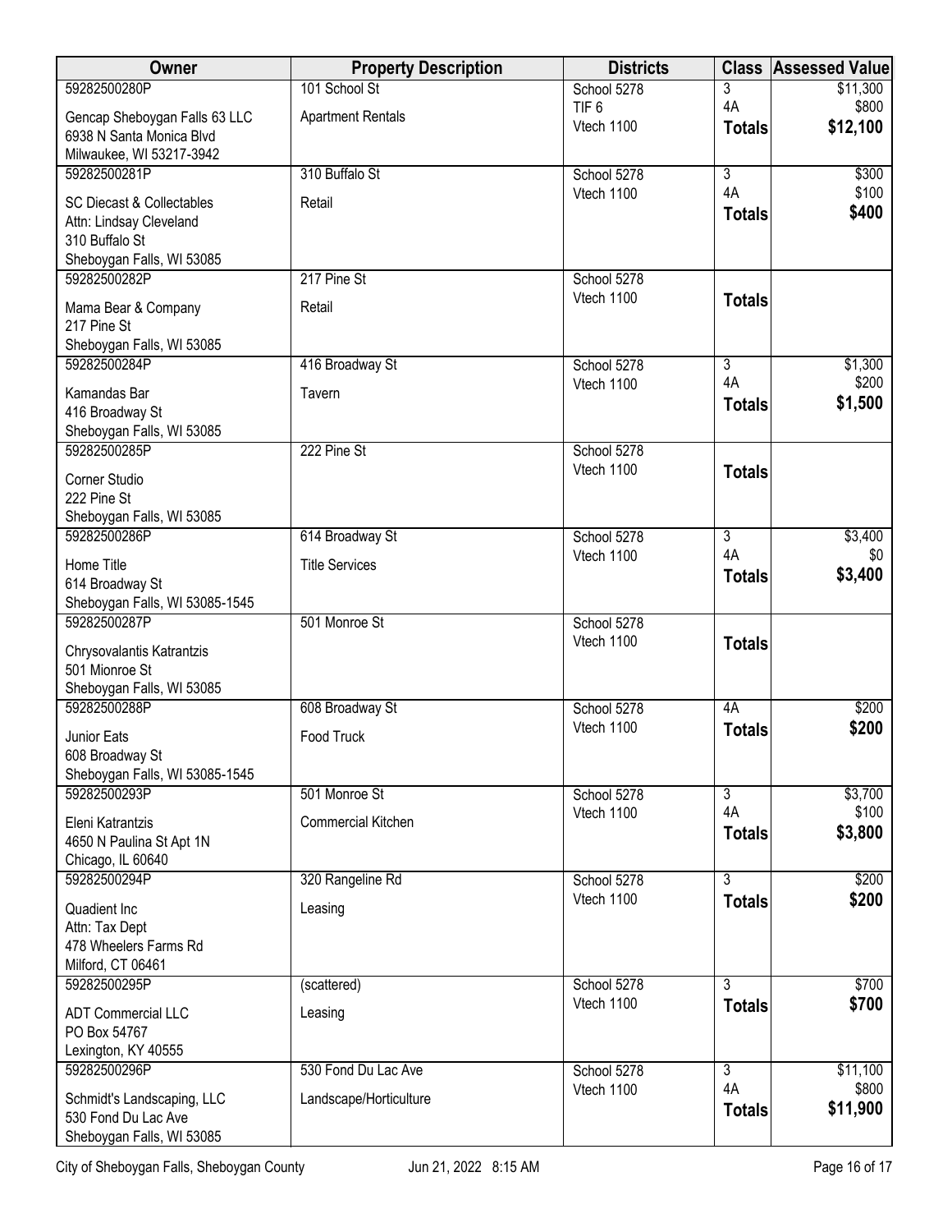| Owner | Property Description | Districts | Class | Assessed Value |
|---|---|---|---|---|
| 59282500280P<br>Gencap Sheboygan Falls 63 LLC<br>6938 N Santa Monica Blvd<br>Milwaukee, WI 53217-3942 | 101 School St<br>Apartment Rentals | School 5278<br>TIF 6<br>Vtech 1100 | 3<br>4A<br>**Totals** | $11,300<br>$800<br>**$12,100** |
| 59282500281P<br>SC Diecast & Collectables<br>Attn: Lindsay Cleveland<br>310 Buffalo St<br>Sheboygan Falls, WI 53085 | 310 Buffalo St<br>Retail | School 5278<br>Vtech 1100 | 3<br>4A<br>**Totals** | $300<br>$100<br>**$400** |
| 59282500282P<br>Mama Bear & Company<br>217 Pine St<br>Sheboygan Falls, WI 53085 | 217 Pine St<br>Retail | School 5278<br>Vtech 1100 | **Totals** | |
| 59282500284P<br>Kamandas Bar<br>416 Broadway St<br>Sheboygan Falls, WI 53085 | 416 Broadway St<br>Tavern | School 5278<br>Vtech 1100 | 3<br>4A<br>**Totals** | $1,300<br>$200<br>**$1,500** |
| 59282500285P<br>Corner Studio<br>222 Pine St<br>Sheboygan Falls, WI 53085 | 222 Pine St | School 5278<br>Vtech 1100 | **Totals** | |
| 59282500286P<br>Home Title<br>614 Broadway St<br>Sheboygan Falls, WI 53085-1545 | 614 Broadway St<br>Title Services | School 5278<br>Vtech 1100 | 3<br>4A<br>**Totals** | $3,400<br>$0<br>**$3,400** |
| 59282500287P<br>Chrysovalantis Katrantzis<br>501 Mionroe St<br>Sheboygan Falls, WI 53085 | 501 Monroe St | School 5278<br>Vtech 1100 | **Totals** | |
| 59282500288P<br>Junior Eats<br>608 Broadway St<br>Sheboygan Falls, WI 53085-1545 | 608 Broadway St<br>Food Truck | School 5278<br>Vtech 1100 | 4A<br>**Totals** | $200<br>**$200** |
| 59282500293P<br>Eleni Katrantzis<br>4650 N Paulina St Apt 1N<br>Chicago, IL 60640 | 501 Monroe St<br>Commercial Kitchen | School 5278<br>Vtech 1100 | 3<br>4A<br>**Totals** | $3,700<br>$100<br>**$3,800** |
| 59282500294P<br>Quadient Inc<br>Attn: Tax Dept<br>478 Wheelers Farms Rd<br>Milford, CT 06461 | 320 Rangeline Rd<br>Leasing | School 5278<br>Vtech 1100 | 3<br>**Totals** | $200<br>**$200** |
| 59282500295P<br>ADT Commercial LLC<br>PO Box 54767<br>Lexington, KY 40555 | (scattered)<br>Leasing | School 5278<br>Vtech 1100 | 3<br>**Totals** | $700<br>**$700** |
| 59282500296P<br>Schmidt's Landscaping, LLC<br>530 Fond Du Lac Ave<br>Sheboygan Falls, WI 53085 | 530 Fond Du Lac Ave<br>Landscape/Horticulture | School 5278<br>Vtech 1100 | 3<br>4A<br>**Totals** | $11,100<br>$800<br>**$11,900** |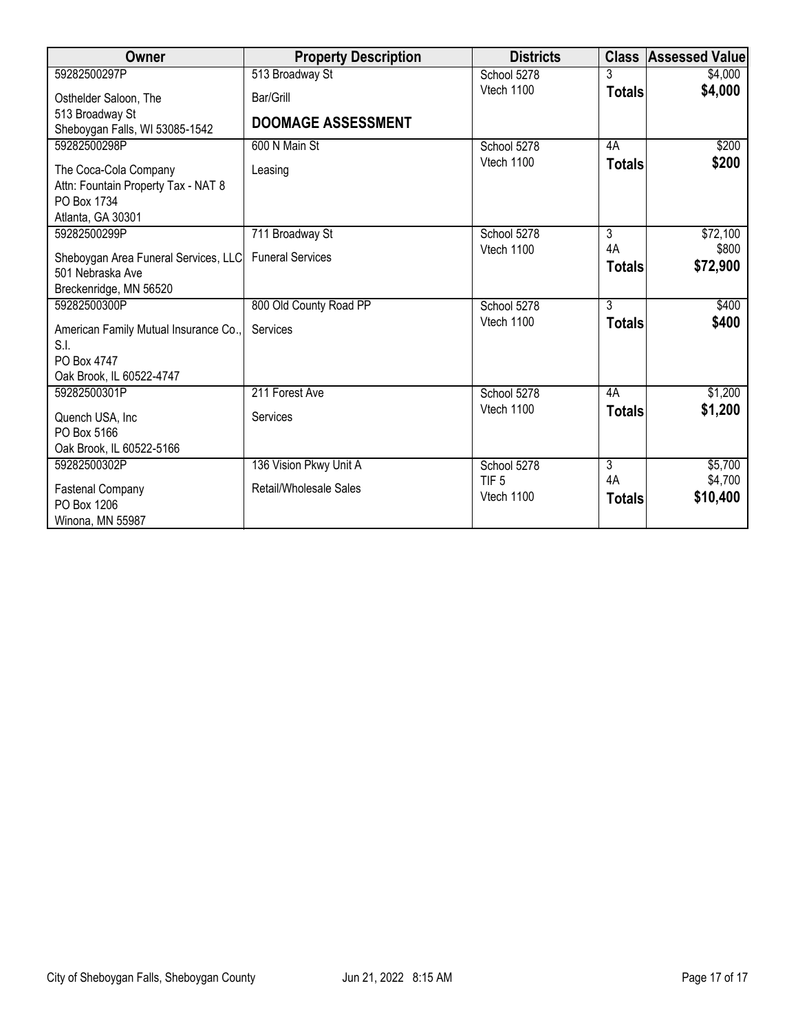| Owner | Property Description | Districts | Class | Assessed Value |
|---|---|---|---|---|
| 59282500297P<br>Osthelder Saloon, The<br>513 Broadway St<br>Sheboygan Falls, WI 53085-1542 | 513 Broadway St<br>Bar/Grill<br>**DOOMAGE ASSESSMENT** | School 5278<br>Vtech 1100 | 3<br>**Totals** | \$4,000<br>**\$4,000** |
| 59282500298P<br>The Coca-Cola Company<br>Attn: Fountain Property Tax - NAT 8<br>PO Box 1734<br>Atlanta, GA 30301 | 600 N Main St<br>Leasing | School 5278<br>Vtech 1100 | 4A<br>**Totals** | \$200<br>**\$200** |
| 59282500299P<br>Sheboygan Area Funeral Services, LLC<br>501 Nebraska Ave<br>Breckenridge, MN 56520 | 711 Broadway St<br>Funeral Services | School 5278<br>Vtech 1100 | 3<br>4A<br>**Totals** | \$72,100<br>\$800<br>**\$72,900** |
| 59282500300P<br>American Family Mutual Insurance Co., S.I.<br>PO Box 4747<br>Oak Brook, IL 60522-4747 | 800 Old County Road PP<br>Services | School 5278<br>Vtech 1100 | 3<br>**Totals** | \$400<br>**\$400** |
| 59282500301P<br>Quench USA, Inc<br>PO Box 5166<br>Oak Brook, IL 60522-5166 | 211 Forest Ave<br>Services | School 5278<br>Vtech 1100 | 4A<br>**Totals** | \$1,200<br>**\$1,200** |
| 59282500302P<br>Fastenal Company<br>PO Box 1206<br>Winona, MN 55987 | 136 Vision Pkwy Unit A<br>Retail/Wholesale Sales | School 5278<br>TIF 5<br>Vtech 1100 | 3<br>4A<br>**Totals** | \$5,700<br>\$4,700<br>**\$10,400** |